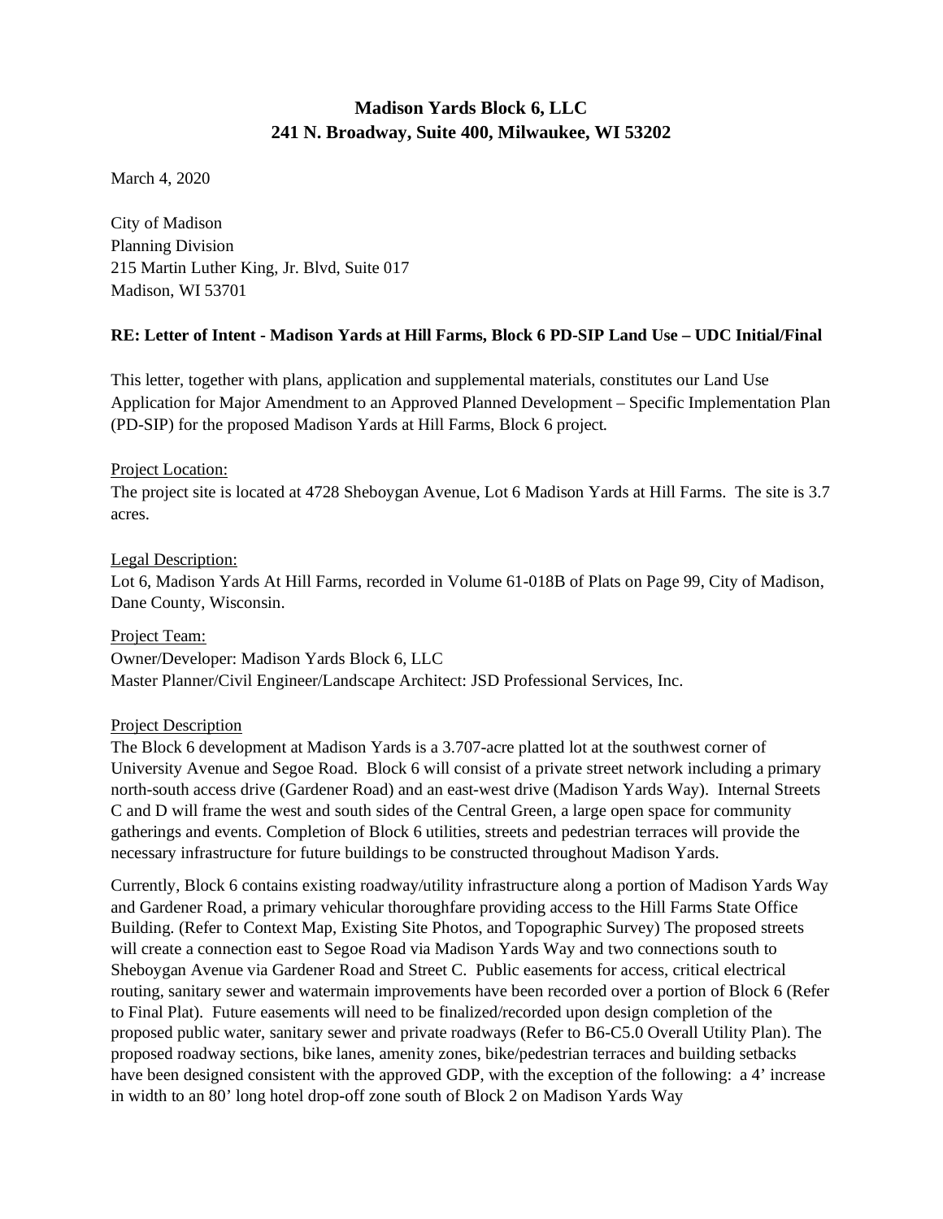# Madison Yards Block 6, LLC
## 241 N. Broadway, Suite 400, Milwaukee, WI 53202

March 4, 2020

City of Madison
Planning Division
215 Martin Luther King, Jr. Blvd, Suite 017
Madison, WI 53701

**RE: Letter of Intent - Madison Yards at Hill Farms, Block 6 PD-SIP Land Use – UDC Initial/Final**

This letter, together with plans, application and supplemental materials, constitutes our Land Use Application for Major Amendment to an Approved Planned Development – Specific Implementation Plan (PD-SIP) for the proposed Madison Yards at Hill Farms, Block 6 project.

Project Location:
The project site is located at 4728 Sheboygan Avenue, Lot 6 Madison Yards at Hill Farms. The site is 3.7 acres.

Legal Description:
Lot 6, Madison Yards At Hill Farms, recorded in Volume 61-018B of Plats on Page 99, City of Madison, Dane County, Wisconsin.

Project Team:
Owner/Developer: Madison Yards Block 6, LLC
Master Planner/Civil Engineer/Landscape Architect: JSD Professional Services, Inc.

Project Description
The Block 6 development at Madison Yards is a 3.707-acre platted lot at the southwest corner of University Avenue and Segoe Road. Block 6 will consist of a private street network including a primary north-south access drive (Gardener Road) and an east-west drive (Madison Yards Way). Internal Streets C and D will frame the west and south sides of the Central Green, a large open space for community gatherings and events. Completion of Block 6 utilities, streets and pedestrian terraces will provide the necessary infrastructure for future buildings to be constructed throughout Madison Yards.

Currently, Block 6 contains existing roadway/utility infrastructure along a portion of Madison Yards Way and Gardener Road, a primary vehicular thoroughfare providing access to the Hill Farms State Office Building. (Refer to Context Map, Existing Site Photos, and Topographic Survey) The proposed streets will create a connection east to Segoe Road via Madison Yards Way and two connections south to Sheboygan Avenue via Gardener Road and Street C. Public easements for access, critical electrical routing, sanitary sewer and watermain improvements have been recorded over a portion of Block 6 (Refer to Final Plat). Future easements will need to be finalized/recorded upon design completion of the proposed public water, sanitary sewer and private roadways (Refer to B6-C5.0 Overall Utility Plan). The proposed roadway sections, bike lanes, amenity zones, bike/pedestrian terraces and building setbacks have been designed consistent with the approved GDP, with the exception of the following: a 4' increase in width to an 80' long hotel drop-off zone south of Block 2 on Madison Yards Way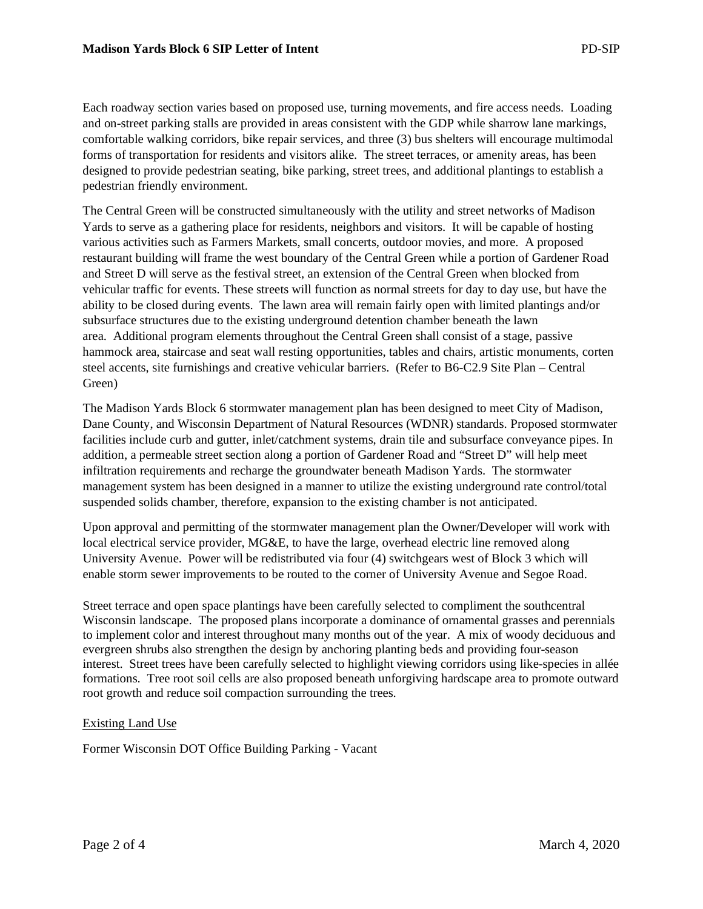Each roadway section varies based on proposed use, turning movements, and fire access needs. Loading and on-street parking stalls are provided in areas consistent with the GDP while sharrow lane markings, comfortable walking corridors, bike repair services, and three (3) bus shelters will encourage multimodal forms of transportation for residents and visitors alike. The street terraces, or amenity areas, has been designed to provide pedestrian seating, bike parking, street trees, and additional plantings to establish a pedestrian friendly environment.

The Central Green will be constructed simultaneously with the utility and street networks of Madison Yards to serve as a gathering place for residents, neighbors and visitors. It will be capable of hosting various activities such as Farmers Markets, small concerts, outdoor movies, and more. A proposed restaurant building will frame the west boundary of the Central Green while a portion of Gardener Road and Street D will serve as the festival street, an extension of the Central Green when blocked from vehicular traffic for events. These streets will function as normal streets for day to day use, but have the ability to be closed during events. The lawn area will remain fairly open with limited plantings and/or subsurface structures due to the existing underground detention chamber beneath the lawn area. Additional program elements throughout the Central Green shall consist of a stage, passive hammock area, staircase and seat wall resting opportunities, tables and chairs, artistic monuments, corten steel accents, site furnishings and creative vehicular barriers. (Refer to B6-C2.9 Site Plan – Central Green)

The Madison Yards Block 6 stormwater management plan has been designed to meet City of Madison, Dane County, and Wisconsin Department of Natural Resources (WDNR) standards. Proposed stormwater facilities include curb and gutter, inlet/catchment systems, drain tile and subsurface conveyance pipes. In addition, a permeable street section along a portion of Gardener Road and "Street D" will help meet infiltration requirements and recharge the groundwater beneath Madison Yards. The stormwater management system has been designed in a manner to utilize the existing underground rate control/total suspended solids chamber, therefore, expansion to the existing chamber is not anticipated.

Upon approval and permitting of the stormwater management plan the Owner/Developer will work with local electrical service provider, MG&E, to have the large, overhead electric line removed along University Avenue. Power will be redistributed via four (4) switchgears west of Block 3 which will enable storm sewer improvements to be routed to the corner of University Avenue and Segoe Road.

Street terrace and open space plantings have been carefully selected to compliment the southcentral Wisconsin landscape. The proposed plans incorporate a dominance of ornamental grasses and perennials to implement color and interest throughout many months out of the year. A mix of woody deciduous and evergreen shrubs also strengthen the design by anchoring planting beds and providing four-season interest. Street trees have been carefully selected to highlight viewing corridors using like-species in allée formations. Tree root soil cells are also proposed beneath unforgiving hardscape area to promote outward root growth and reduce soil compaction surrounding the trees.

<u>Existing Land Use</u>

Former Wisconsin DOT Office Building Parking - Vacant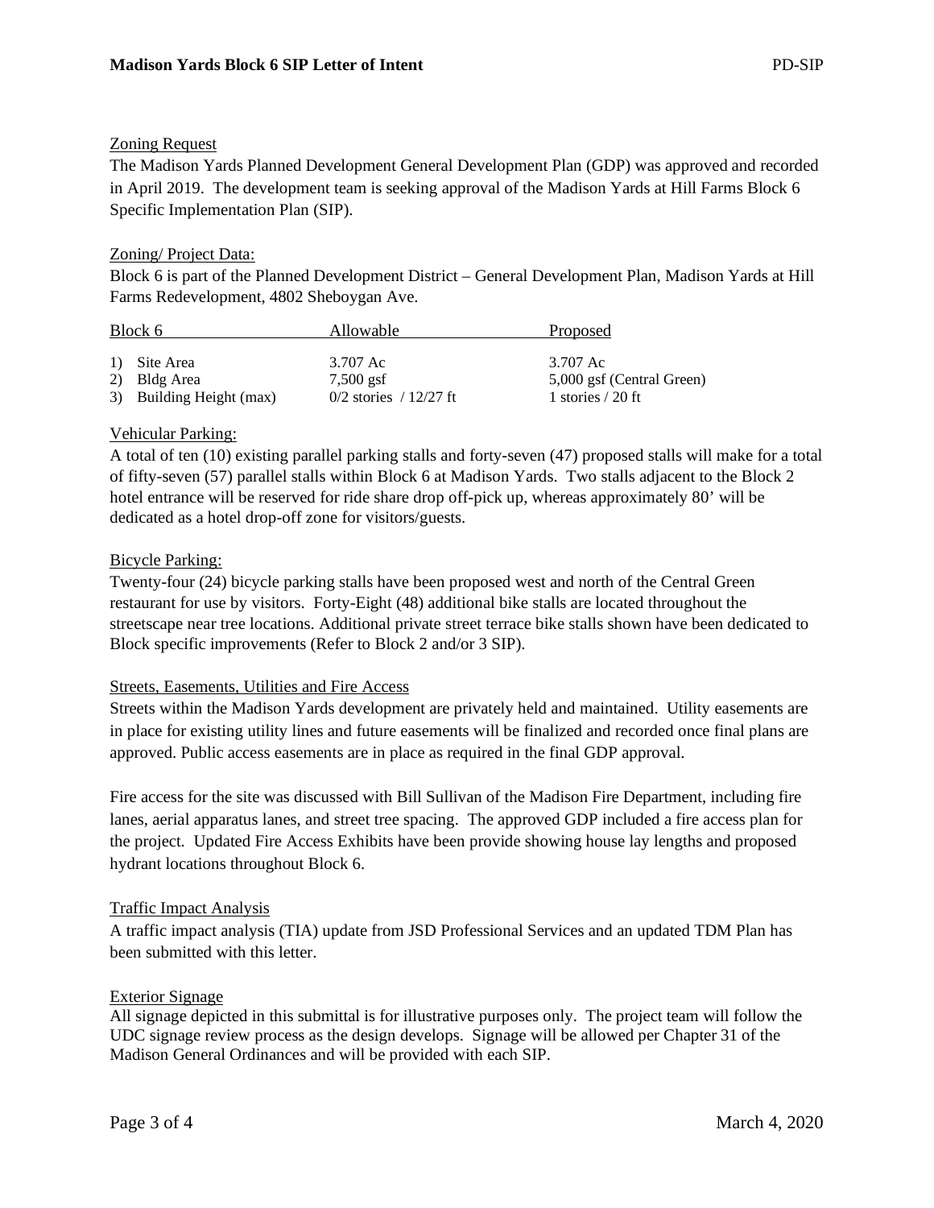Zoning Request

The Madison Yards Planned Development General Development Plan (GDP) was approved and recorded in April 2019. The development team is seeking approval of the Madison Yards at Hill Farms Block 6 Specific Implementation Plan (SIP).

Zoning/ Project Data:

Block 6 is part of the Planned Development District – General Development Plan, Madison Yards at Hill Farms Redevelopment, 4802 Sheboygan Ave.

| Block 6 | Allowable | Proposed |
|---|---|---|
| 1) Site Area | 3.707 Ac | 3.707 Ac |
| 2) Bldg Area | 7,500 gsf | 5,000 gsf (Central Green) |
| 3) Building Height (max) | 0/2 stories / 12/27 ft | 1 stories / 20 ft |

Vehicular Parking:

A total of ten (10) existing parallel parking stalls and forty-seven (47) proposed stalls will make for a total of fifty-seven (57) parallel stalls within Block 6 at Madison Yards. Two stalls adjacent to the Block 2 hotel entrance will be reserved for ride share drop off-pick up, whereas approximately 80' will be dedicated as a hotel drop-off zone for visitors/guests.

Bicycle Parking:

Twenty-four (24) bicycle parking stalls have been proposed west and north of the Central Green restaurant for use by visitors. Forty-Eight (48) additional bike stalls are located throughout the streetscape near tree locations. Additional private street terrace bike stalls shown have been dedicated to Block specific improvements (Refer to Block 2 and/or 3 SIP).

Streets, Easements, Utilities and Fire Access

Streets within the Madison Yards development are privately held and maintained. Utility easements are in place for existing utility lines and future easements will be finalized and recorded once final plans are approved. Public access easements are in place as required in the final GDP approval.

Fire access for the site was discussed with Bill Sullivan of the Madison Fire Department, including fire lanes, aerial apparatus lanes, and street tree spacing. The approved GDP included a fire access plan for the project. Updated Fire Access Exhibits have been provide showing house lay lengths and proposed hydrant locations throughout Block 6.

Traffic Impact Analysis

A traffic impact analysis (TIA) update from JSD Professional Services and an updated TDM Plan has been submitted with this letter.

Exterior Signage

All signage depicted in this submittal is for illustrative purposes only. The project team will follow the UDC signage review process as the design develops. Signage will be allowed per Chapter 31 of the Madison General Ordinances and will be provided with each SIP.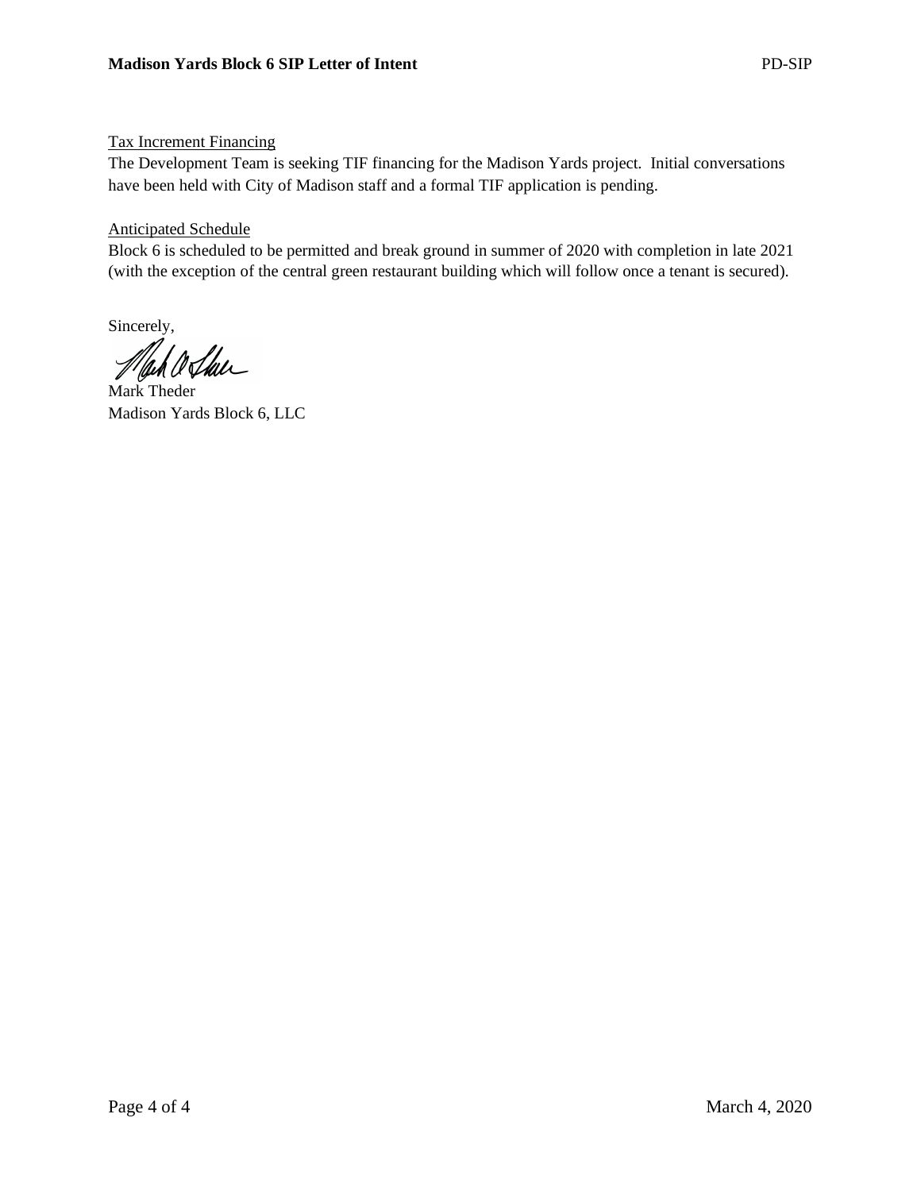Tax Increment Financing

The Development Team is seeking TIF financing for the Madison Yards project. Initial conversations have been held with City of Madison staff and a formal TIF application is pending.

Anticipated Schedule

Block 6 is scheduled to be permitted and break ground in summer of 2020 with completion in late 2021 (with the exception of the central green restaurant building which will follow once a tenant is secured).

Sincerely,

Mark Theder
Madison Yards Block 6, LLC